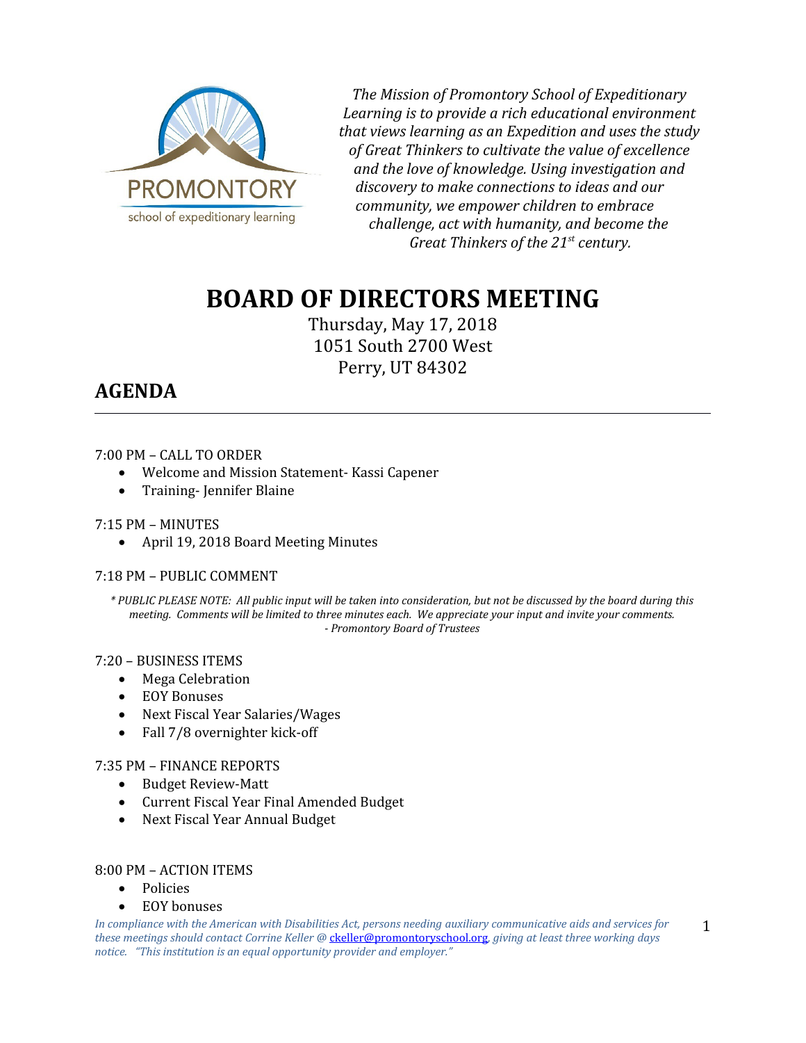PROMONTORY
school of expeditionary learning

*The Mission of Promontory School of Expeditionary Learning is to provide a rich educational environment that views learning as an Expedition and uses the study of Great Thinkers to cultivate the value of excellence and the love of knowledge. Using investigation and discovery to make connections to ideas and our community, we empower children to embrace challenge, act with humanity, and become the Great Thinkers of the 21st century.*

# BOARD OF DIRECTORS MEETING

Thursday, May 17, 2018
1051 South 2700 West
Perry, UT 84302

## AGENDA

7:00 PM – CALL TO ORDER

- Welcome and Mission Statement- Kassi Capener
- Training- Jennifer Blaine

7:15 PM – MINUTES

- April 19, 2018 Board Meeting Minutes

7:18 PM – PUBLIC COMMENT

*\* PUBLIC PLEASE NOTE: All public input will be taken into consideration, but not be discussed by the board during this meeting. Comments will be limited to three minutes each. We appreciate your input and invite your comments. - Promontory Board of Trustees*

7:20 – BUSINESS ITEMS

- Mega Celebration
- EOY Bonuses
- Next Fiscal Year Salaries/Wages
- Fall 7/8 overnighter kick-off

7:35 PM – FINANCE REPORTS

- Budget Review-Matt
- Current Fiscal Year Final Amended Budget
- Next Fiscal Year Annual Budget

8:00 PM – ACTION ITEMS

- Policies
- EOY bonuses

*In compliance with the American with Disabilities Act, persons needing auxiliary communicative aids and services for these meetings should contact Corrine Keller @ ckeller@promontoryschool.org, giving at least three working days notice. "This institution is an equal opportunity provider and employer."*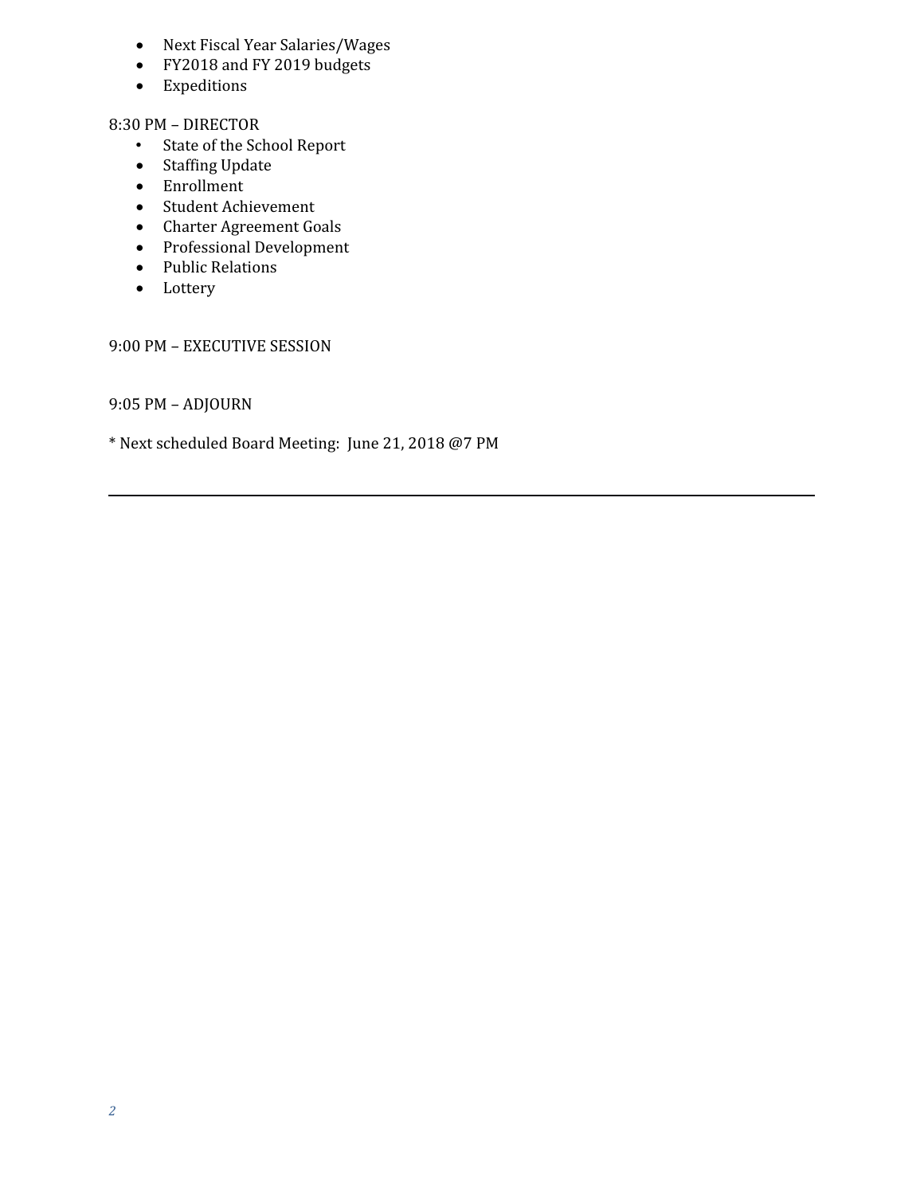- Next Fiscal Year Salaries/Wages
- FY2018 and FY 2019 budgets
- Expeditions

8:30 PM – DIRECTOR

- State of the School Report
- Staffing Update
- Enrollment
- Student Achievement
- Charter Agreement Goals
- Professional Development
- Public Relations
- Lottery

9:00 PM – EXECUTIVE SESSION

9:05 PM – ADJOURN

* Next scheduled Board Meeting: June 21, 2018 @7 PM

---